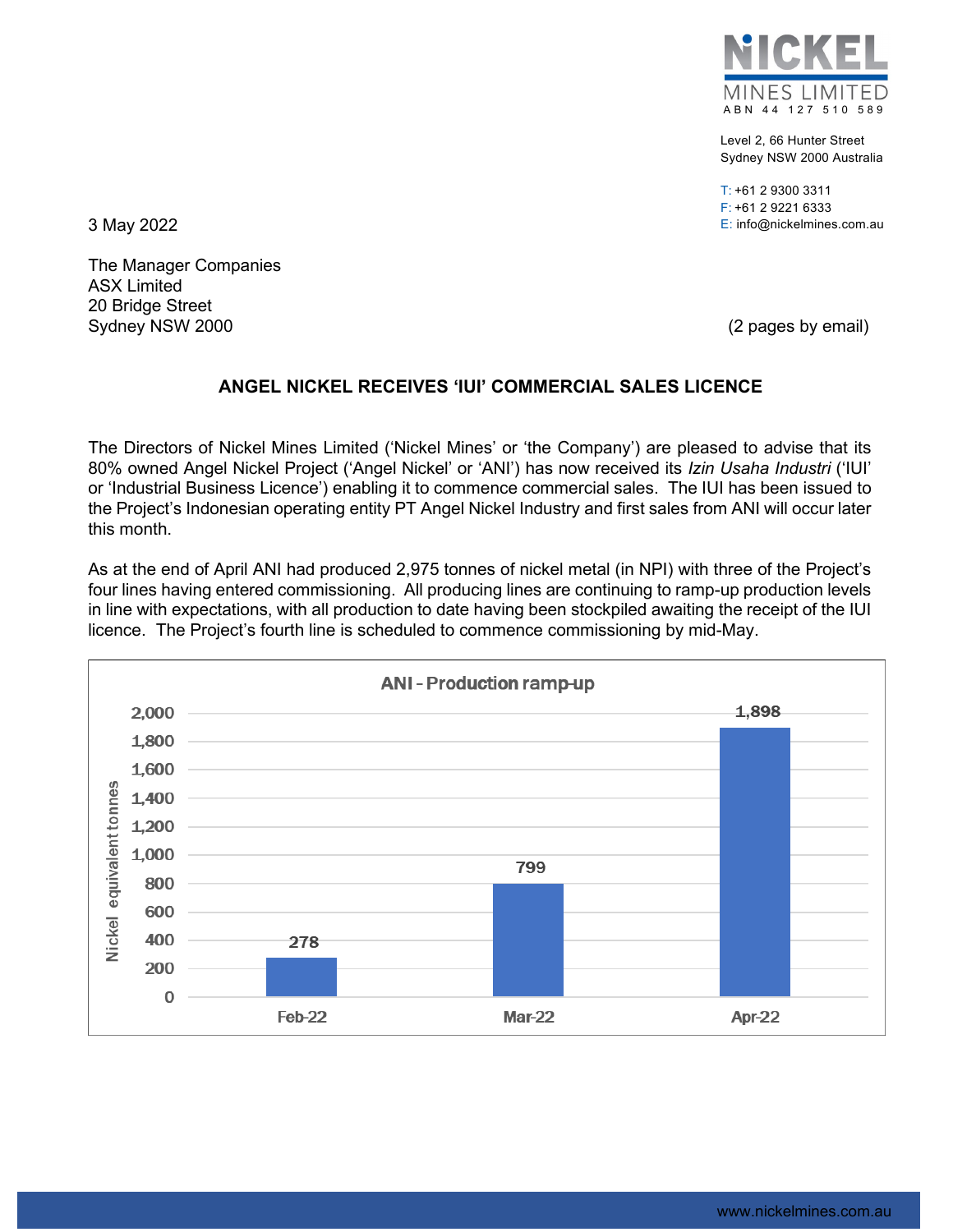**NICKEL MINES LIMITED**
ABN 44 127 510 589

Level 2, 66 Hunter Street
Sydney NSW 2000 Australia

T: +61 2 9300 3311
F: +61 2 9221 6333
E: info@nickelmines.com.au

3 May 2022

The Manager Companies
ASX Limited
20 Bridge Street
Sydney NSW 2000

(2 pages by email)

## ANGEL NICKEL RECEIVES 'IUI' COMMERCIAL SALES LICENCE

The Directors of Nickel Mines Limited ('Nickel Mines' or 'the Company') are pleased to advise that its 80% owned Angel Nickel Project ('Angel Nickel' or 'ANI') has now received its *Izin Usaha Industri* ('IUI' or 'Industrial Business Licence') enabling it to commence commercial sales. The IUI has been issued to the Project's Indonesian operating entity PT Angel Nickel Industry and first sales from ANI will occur later this month.

As at the end of April ANI had produced 2,975 tonnes of nickel metal (in NPI) with three of the Project's four lines having entered commissioning. All producing lines are continuing to ramp-up production levels in line with expectations, with all production to date having been stockpiled awaiting the receipt of the IUI licence. The Project's fourth line is scheduled to commence commissioning by mid-May.

**ANI - Production ramp-up**

| Month | Nickel equivalent tonnes |
|---|---|
| Feb-22 | 278 |
| Mar-22 | 799 |
| Apr-22 | 1,898 |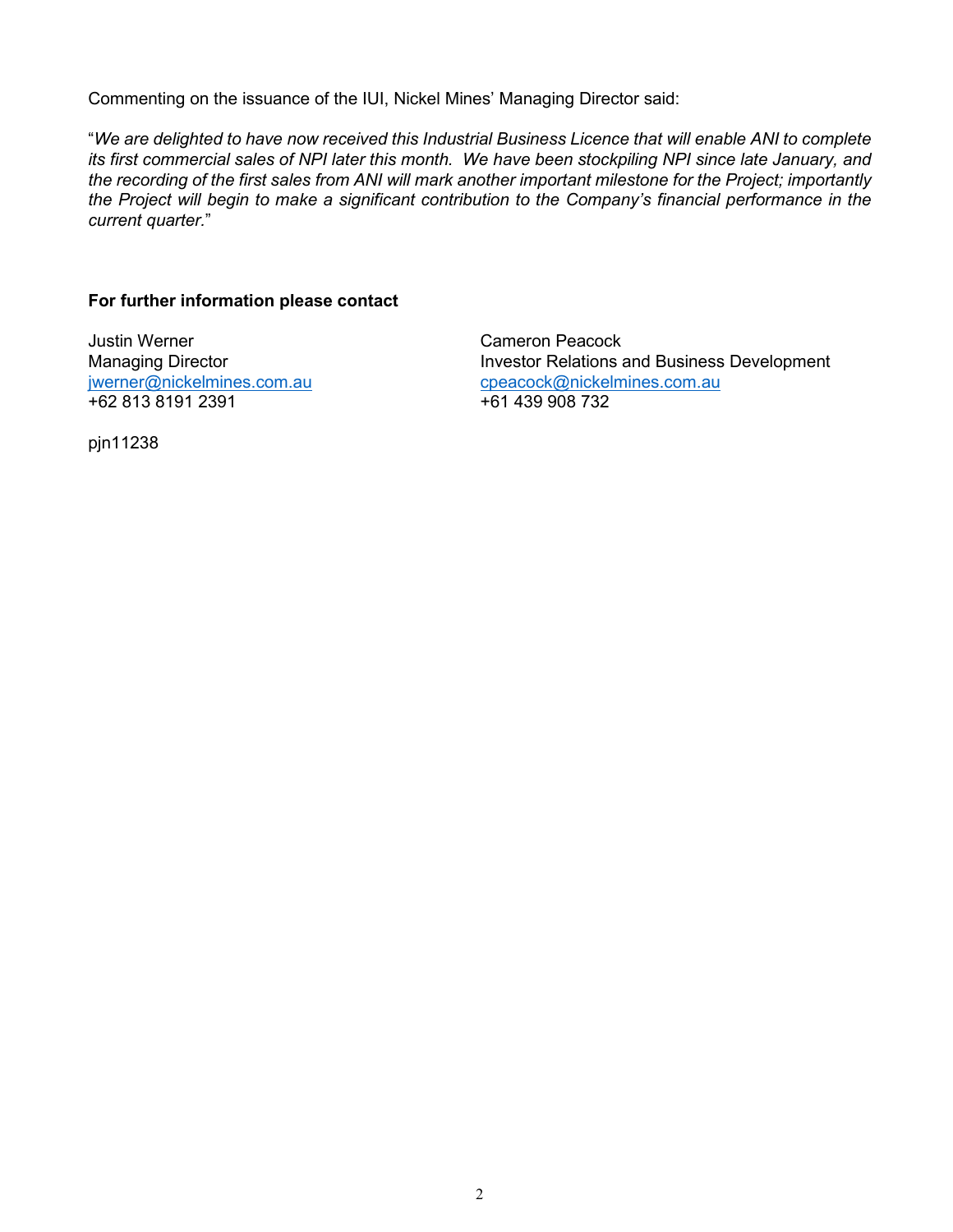Commenting on the issuance of the IUI, Nickel Mines' Managing Director said:

"*We are delighted to have now received this Industrial Business Licence that will enable ANI to complete its first commercial sales of NPI later this month. We have been stockpiling NPI since late January, and the recording of the first sales from ANI will mark another important milestone for the Project; importantly the Project will begin to make a significant contribution to the Company's financial performance in the current quarter.*"

**For further information please contact**

Justin Werner
Managing Director
jwerner@nickelmines.com.au
+62 813 8191 2391

Cameron Peacock
Investor Relations and Business Development
cpeacock@nickelmines.com.au
+61 439 908 732

pjn11238